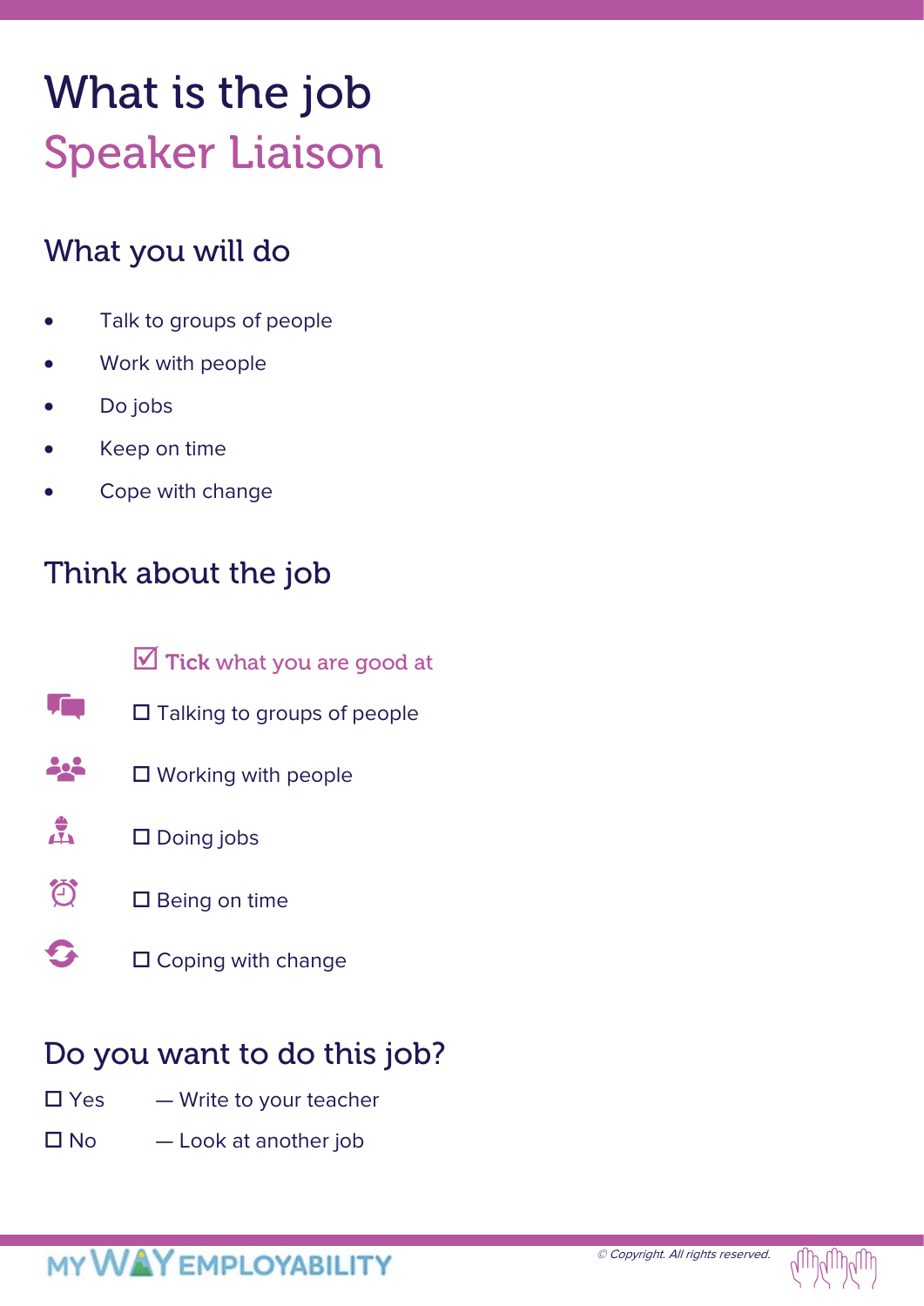# What is the job
# Speaker Liaison

## What you will do

- Talk to groups of people
- Work with people
- Do jobs
- Keep on time
- Cope with change

## Think about the job

☑ **Tick** what you are good at

☐ Talking to groups of people

☐ Working with people

☐ Doing jobs

☐ Being on time

☐ Coping with change

## Do you want to do this job?

☐ Yes — Write to your teacher

☐ No — Look at another job

MY WAY EMPLOYABILITY

*© Copyright. All rights reserved.*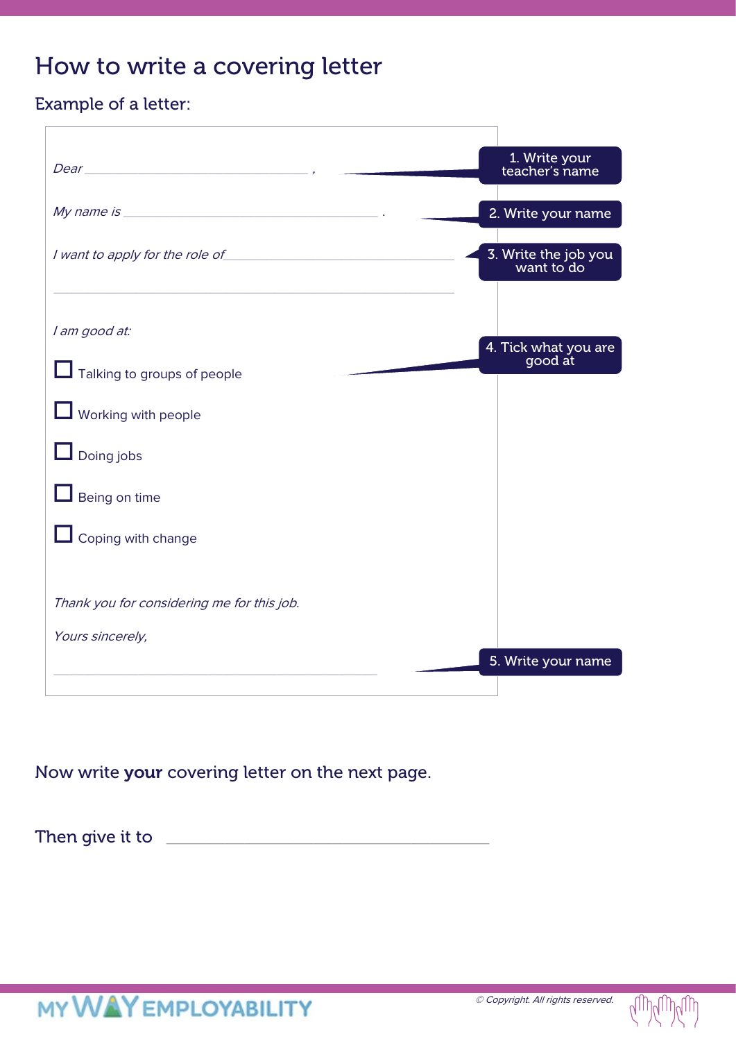# How to write a covering letter

## Example of a letter:

*Dear* ______________________________ ,

*My name is* ______________________________ .

*I want to apply for the role of* ______________________________

______________________________

*I am good at:*

- ☐ Talking to groups of people
- ☐ Working with people
- ☐ Doing jobs
- ☐ Being on time
- ☐ Coping with change

*Thank you for considering me for this job.*

*Yours sincerely,*

______________________________

1. Write your teacher's name
2. Write your name
3. Write the job you want to do
4. Tick what you are good at
5. Write your name

Now write **your** covering letter on the next page.

Then give it to ______________________________

MY WAY EMPLOYABILITY

© Copyright. All rights reserved.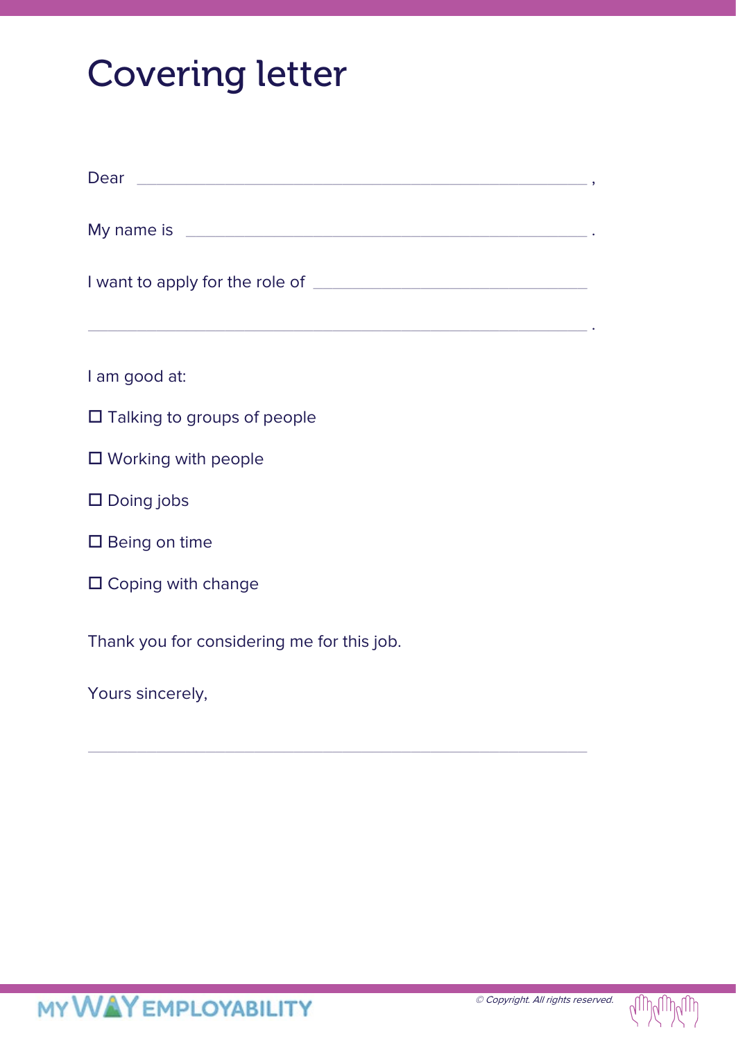# Covering letter

Dear ______________________________________________ ,

My name is __________________________________________ .

I want to apply for the role of ______________________________

______________________________________________________ .

I am good at:

- ☐ Talking to groups of people
- ☐ Working with people
- ☐ Doing jobs
- ☐ Being on time
- ☐ Coping with change

Thank you for considering me for this job.

Yours sincerely,

______________________________________________________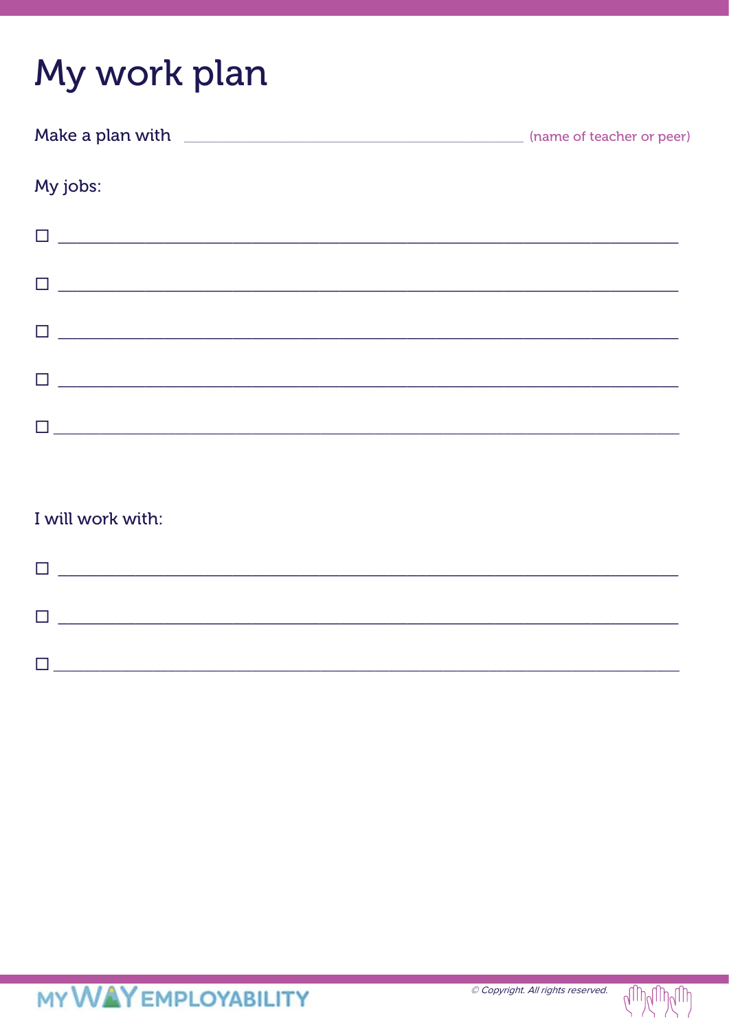# My work plan

Make a plan with \_\_\_\_\_\_\_\_\_\_\_\_\_\_\_\_\_\_\_\_\_\_\_\_\_\_\_\_\_\_\_\_\_\_\_\_\_\_\_\_ (name of teacher or peer)

My jobs:

- ☐ \_\_\_\_\_\_\_\_\_\_\_\_\_\_\_\_\_\_\_\_\_\_\_\_\_\_\_\_\_\_\_\_\_\_\_\_\_\_\_\_\_\_\_\_\_\_\_\_\_\_\_\_\_\_\_\_\_\_\_\_
- ☐ \_\_\_\_\_\_\_\_\_\_\_\_\_\_\_\_\_\_\_\_\_\_\_\_\_\_\_\_\_\_\_\_\_\_\_\_\_\_\_\_\_\_\_\_\_\_\_\_\_\_\_\_\_\_\_\_\_\_\_\_
- ☐ \_\_\_\_\_\_\_\_\_\_\_\_\_\_\_\_\_\_\_\_\_\_\_\_\_\_\_\_\_\_\_\_\_\_\_\_\_\_\_\_\_\_\_\_\_\_\_\_\_\_\_\_\_\_\_\_\_\_\_\_
- ☐ \_\_\_\_\_\_\_\_\_\_\_\_\_\_\_\_\_\_\_\_\_\_\_\_\_\_\_\_\_\_\_\_\_\_\_\_\_\_\_\_\_\_\_\_\_\_\_\_\_\_\_\_\_\_\_\_\_\_\_\_
- ☐ \_\_\_\_\_\_\_\_\_\_\_\_\_\_\_\_\_\_\_\_\_\_\_\_\_\_\_\_\_\_\_\_\_\_\_\_\_\_\_\_\_\_\_\_\_\_\_\_\_\_\_\_\_\_\_\_\_\_\_\_

I will work with:

- ☐ \_\_\_\_\_\_\_\_\_\_\_\_\_\_\_\_\_\_\_\_\_\_\_\_\_\_\_\_\_\_\_\_\_\_\_\_\_\_\_\_\_\_\_\_\_\_\_\_\_\_\_\_\_\_\_\_\_\_\_\_
- ☐ \_\_\_\_\_\_\_\_\_\_\_\_\_\_\_\_\_\_\_\_\_\_\_\_\_\_\_\_\_\_\_\_\_\_\_\_\_\_\_\_\_\_\_\_\_\_\_\_\_\_\_\_\_\_\_\_\_\_\_\_
- ☐ \_\_\_\_\_\_\_\_\_\_\_\_\_\_\_\_\_\_\_\_\_\_\_\_\_\_\_\_\_\_\_\_\_\_\_\_\_\_\_\_\_\_\_\_\_\_\_\_\_\_\_\_\_\_\_\_\_\_\_\_

MY WAY EMPLOYABILITY

*© Copyright. All rights reserved.*